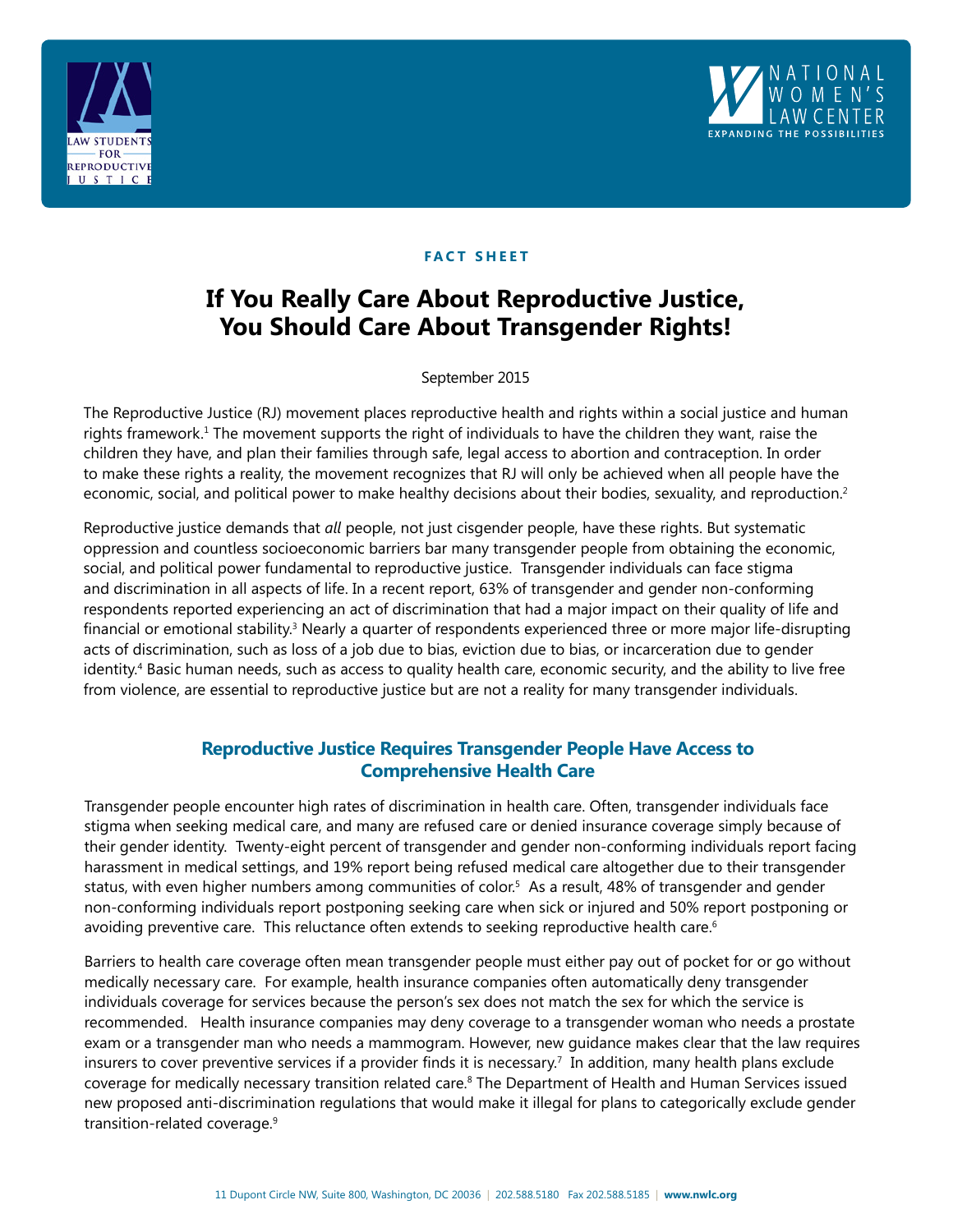FACT SHEET

# If You Really Care About Reproductive Justice, You Should Care About Transgender Rights!

September 2015

The Reproductive Justice (RJ) movement places reproductive health and rights within a social justice and human rights framework.[1] The movement supports the right of individuals to have the children they want, raise the children they have, and plan their families through safe, legal access to abortion and contraception. In order to make these rights a reality, the movement recognizes that RJ will only be achieved when all people have the economic, social, and political power to make healthy decisions about their bodies, sexuality, and reproduction.[2]

Reproductive justice demands that *all* people, not just cisgender people, have these rights. But systematic oppression and countless socioeconomic barriers bar many transgender people from obtaining the economic, social, and political power fundamental to reproductive justice. Transgender individuals can face stigma and discrimination in all aspects of life. In a recent report, 63% of transgender and gender non-conforming respondents reported experiencing an act of discrimination that had a major impact on their quality of life and financial or emotional stability.[3] Nearly a quarter of respondents experienced three or more major life-disrupting acts of discrimination, such as loss of a job due to bias, eviction due to bias, or incarceration due to gender identity.[4] Basic human needs, such as access to quality health care, economic security, and the ability to live free from violence, are essential to reproductive justice but are not a reality for many transgender individuals.

## Reproductive Justice Requires Transgender People Have Access to Comprehensive Health Care

Transgender people encounter high rates of discrimination in health care. Often, transgender individuals face stigma when seeking medical care, and many are refused care or denied insurance coverage simply because of their gender identity. Twenty-eight percent of transgender and gender non-conforming individuals report facing harassment in medical settings, and 19% report being refused medical care altogether due to their transgender status, with even higher numbers among communities of color.[5] As a result, 48% of transgender and gender non-conforming individuals report postponing seeking care when sick or injured and 50% report postponing or avoiding preventive care. This reluctance often extends to seeking reproductive health care.[6]

Barriers to health care coverage often mean transgender people must either pay out of pocket for or go without medically necessary care. For example, health insurance companies often automatically deny transgender individuals coverage for services because the person's sex does not match the sex for which the service is recommended. Health insurance companies may deny coverage to a transgender woman who needs a prostate exam or a transgender man who needs a mammogram. However, new guidance makes clear that the law requires insurers to cover preventive services if a provider finds it is necessary.[7] In addition, many health plans exclude coverage for medically necessary transition related care.[8] The Department of Health and Human Services issued new proposed anti-discrimination regulations that would make it illegal for plans to categorically exclude gender transition-related coverage.[9]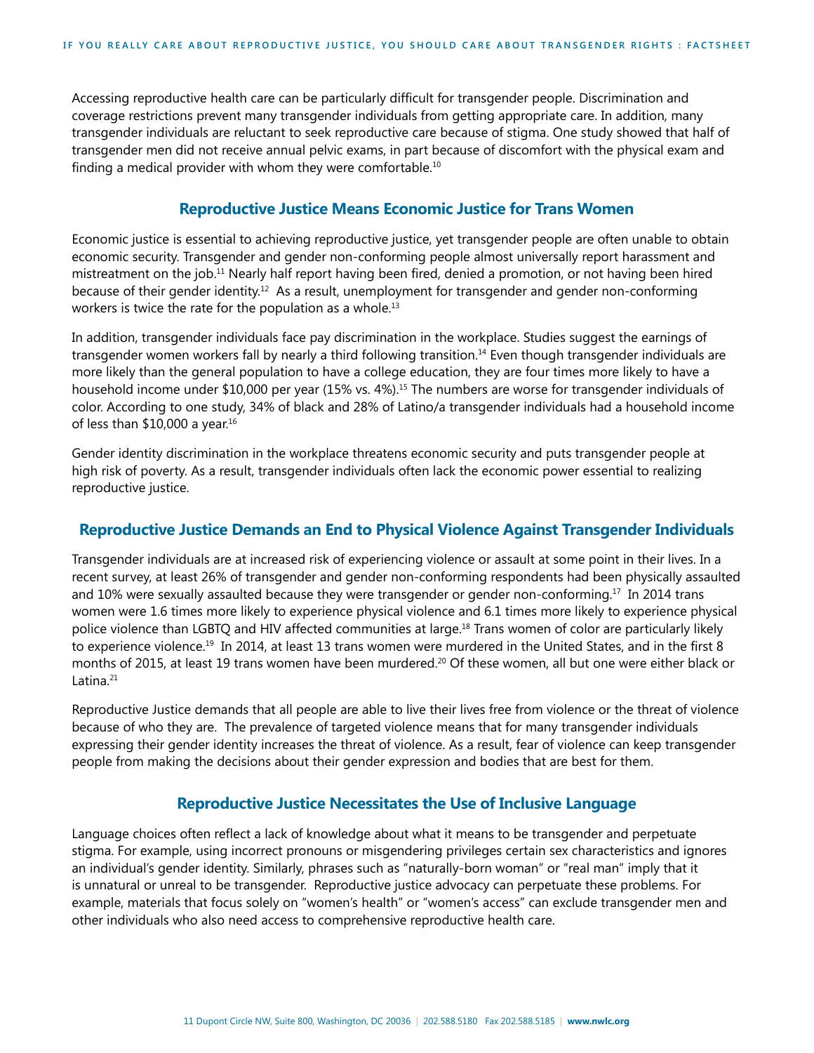Accessing reproductive health care can be particularly difficult for transgender people. Discrimination and coverage restrictions prevent many transgender individuals from getting appropriate care. In addition, many transgender individuals are reluctant to seek reproductive care because of stigma. One study showed that half of transgender men did not receive annual pelvic exams, in part because of discomfort with the physical exam and finding a medical provider with whom they were comfortable.[10]

## Reproductive Justice Means Economic Justice for Trans Women

Economic justice is essential to achieving reproductive justice, yet transgender people are often unable to obtain economic security. Transgender and gender non-conforming people almost universally report harassment and mistreatment on the job.[11] Nearly half report having been fired, denied a promotion, or not having been hired because of their gender identity.[12] As a result, unemployment for transgender and gender non-conforming workers is twice the rate for the population as a whole.[13]

In addition, transgender individuals face pay discrimination in the workplace. Studies suggest the earnings of transgender women workers fall by nearly a third following transition.[14] Even though transgender individuals are more likely than the general population to have a college education, they are four times more likely to have a household income under $10,000 per year (15% vs. 4%).[15] The numbers are worse for transgender individuals of color. According to one study, 34% of black and 28% of Latino/a transgender individuals had a household income of less than $10,000 a year.[16]

Gender identity discrimination in the workplace threatens economic security and puts transgender people at high risk of poverty. As a result, transgender individuals often lack the economic power essential to realizing reproductive justice.

## Reproductive Justice Demands an End to Physical Violence Against Transgender Individuals

Transgender individuals are at increased risk of experiencing violence or assault at some point in their lives. In a recent survey, at least 26% of transgender and gender non-conforming respondents had been physically assaulted and 10% were sexually assaulted because they were transgender or gender non-conforming.[17] In 2014 trans women were 1.6 times more likely to experience physical violence and 6.1 times more likely to experience physical police violence than LGBTQ and HIV affected communities at large.[18] Trans women of color are particularly likely to experience violence.[19] In 2014, at least 13 trans women were murdered in the United States, and in the first 8 months of 2015, at least 19 trans women have been murdered.[20] Of these women, all but one were either black or Latina.[21]

Reproductive Justice demands that all people are able to live their lives free from violence or the threat of violence because of who they are. The prevalence of targeted violence means that for many transgender individuals expressing their gender identity increases the threat of violence. As a result, fear of violence can keep transgender people from making the decisions about their gender expression and bodies that are best for them.

## Reproductive Justice Necessitates the Use of Inclusive Language

Language choices often reflect a lack of knowledge about what it means to be transgender and perpetuate stigma. For example, using incorrect pronouns or misgendering privileges certain sex characteristics and ignores an individual's gender identity. Similarly, phrases such as "naturally-born woman" or "real man" imply that it is unnatural or unreal to be transgender. Reproductive justice advocacy can perpetuate these problems. For example, materials that focus solely on "women's health" or "women's access" can exclude transgender men and other individuals who also need access to comprehensive reproductive health care.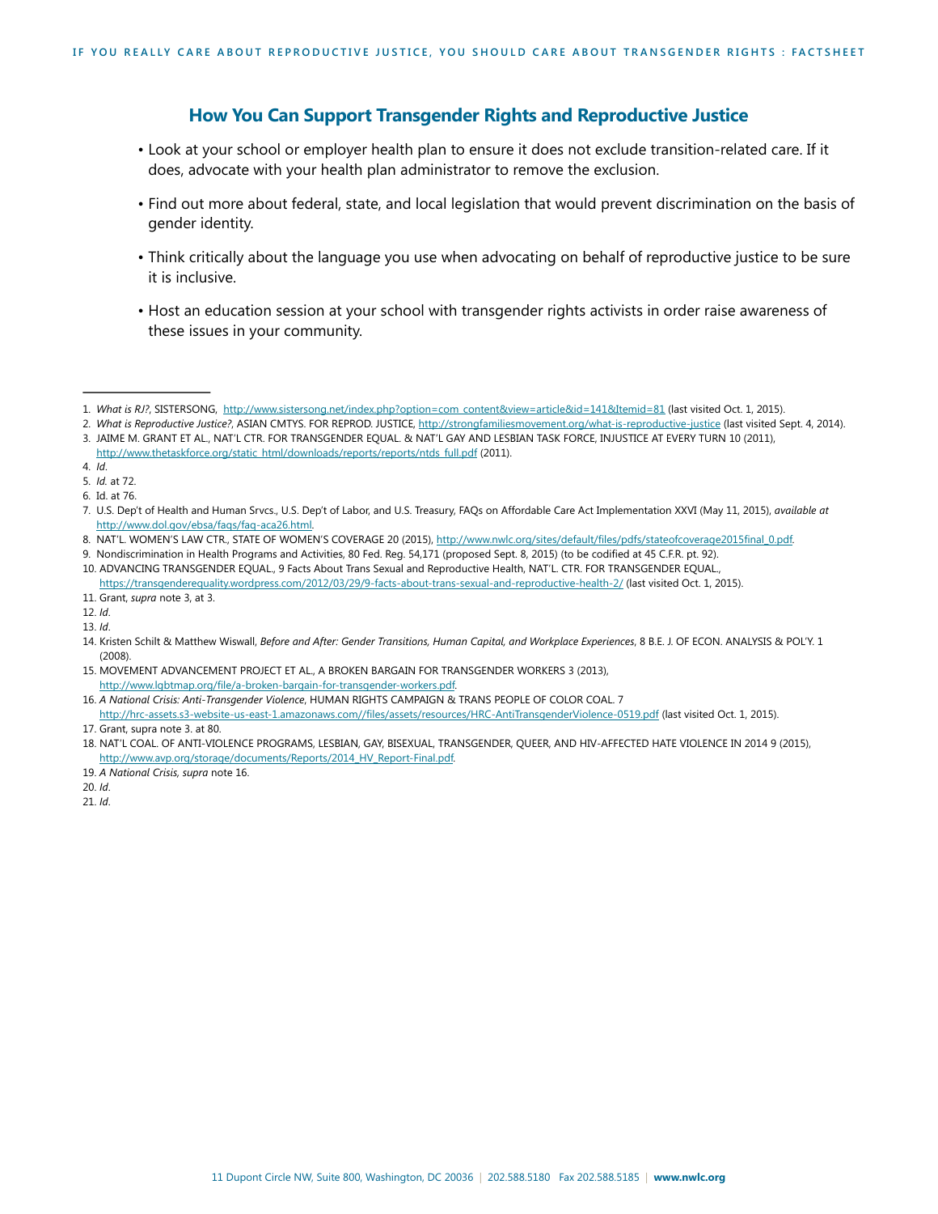## How You Can Support Transgender Rights and Reproductive Justice

- Look at your school or employer health plan to ensure it does not exclude transition-related care. If it does, advocate with your health plan administrator to remove the exclusion.
- Find out more about federal, state, and local legislation that would prevent discrimination on the basis of gender identity.
- Think critically about the language you use when advocating on behalf of reproductive justice to be sure it is inclusive.
- Host an education session at your school with transgender rights activists in order raise awareness of these issues in your community.

---

1. *What is RJ?*, SISTERSONG, http://www.sistersong.net/index.php?option=com_content&view=article&id=141&Itemid=81 (last visited Oct. 1, 2015).
2. *What is Reproductive Justice?*, ASIAN CMTYS. FOR REPROD. JUSTICE, http://strongfamiliesmovement.org/what-is-reproductive-justice (last visited Sept. 4, 2014).
3. JAIME M. GRANT ET AL., NAT'L CTR. FOR TRANSGENDER EQUAL. & NAT'L GAY AND LESBIAN TASK FORCE, INJUSTICE AT EVERY TURN 10 (2011), http://www.thetaskforce.org/static_html/downloads/reports/reports/ntds_full.pdf (2011).
4. *Id*.
5. *Id.* at 72.
6. Id. at 76.
7. U.S. Dep't of Health and Human Srvcs., U.S. Dep't of Labor, and U.S. Treasury, FAQs on Affordable Care Act Implementation XXVI (May 11, 2015), *available at* http://www.dol.gov/ebsa/faqs/faq-aca26.html.
8. NAT'L. WOMEN'S LAW CTR., STATE OF WOMEN'S COVERAGE 20 (2015), http://www.nwlc.org/sites/default/files/pdfs/stateofcoverage2015final_0.pdf.
9. Nondiscrimination in Health Programs and Activities, 80 Fed. Reg. 54,171 (proposed Sept. 8, 2015) (to be codified at 45 C.F.R. pt. 92).
10. ADVANCING TRANSGENDER EQUAL., 9 Facts About Trans Sexual and Reproductive Health, NAT'L. CTR. FOR TRANSGENDER EQUAL., https://transgenderequality.wordpress.com/2012/03/29/9-facts-about-trans-sexual-and-reproductive-health-2/ (last visited Oct. 1, 2015).
11. Grant, *supra* note 3, at 3.
12. *Id*.
13. *Id*.
14. Kristen Schilt & Matthew Wiswall, *Before and After: Gender Transitions, Human Capital, and Workplace Experiences*, 8 B.E. J. OF ECON. ANALYSIS & POL'Y. 1 (2008).
15. MOVEMENT ADVANCEMENT PROJECT ET AL., A BROKEN BARGAIN FOR TRANSGENDER WORKERS 3 (2013), http://www.lgbtmap.org/file/a-broken-bargain-for-transgender-workers.pdf.
16. *A National Crisis: Anti-Transgender Violence*, HUMAN RIGHTS CAMPAIGN & TRANS PEOPLE OF COLOR COAL. 7 http://hrc-assets.s3-website-us-east-1.amazonaws.com//files/assets/resources/HRC-AntiTransgenderViolence-0519.pdf (last visited Oct. 1, 2015).
17. Grant, supra note 3. at 80.
18. NAT'L COAL. OF ANTI-VIOLENCE PROGRAMS, LESBIAN, GAY, BISEXUAL, TRANSGENDER, QUEER, AND HIV-AFFECTED HATE VIOLENCE IN 2014 9 (2015), http://www.avp.org/storage/documents/Reports/2014_HV_Report-Final.pdf.
19. *A National Crisis, supra* note 16.
20. *Id*.
21. *Id*.